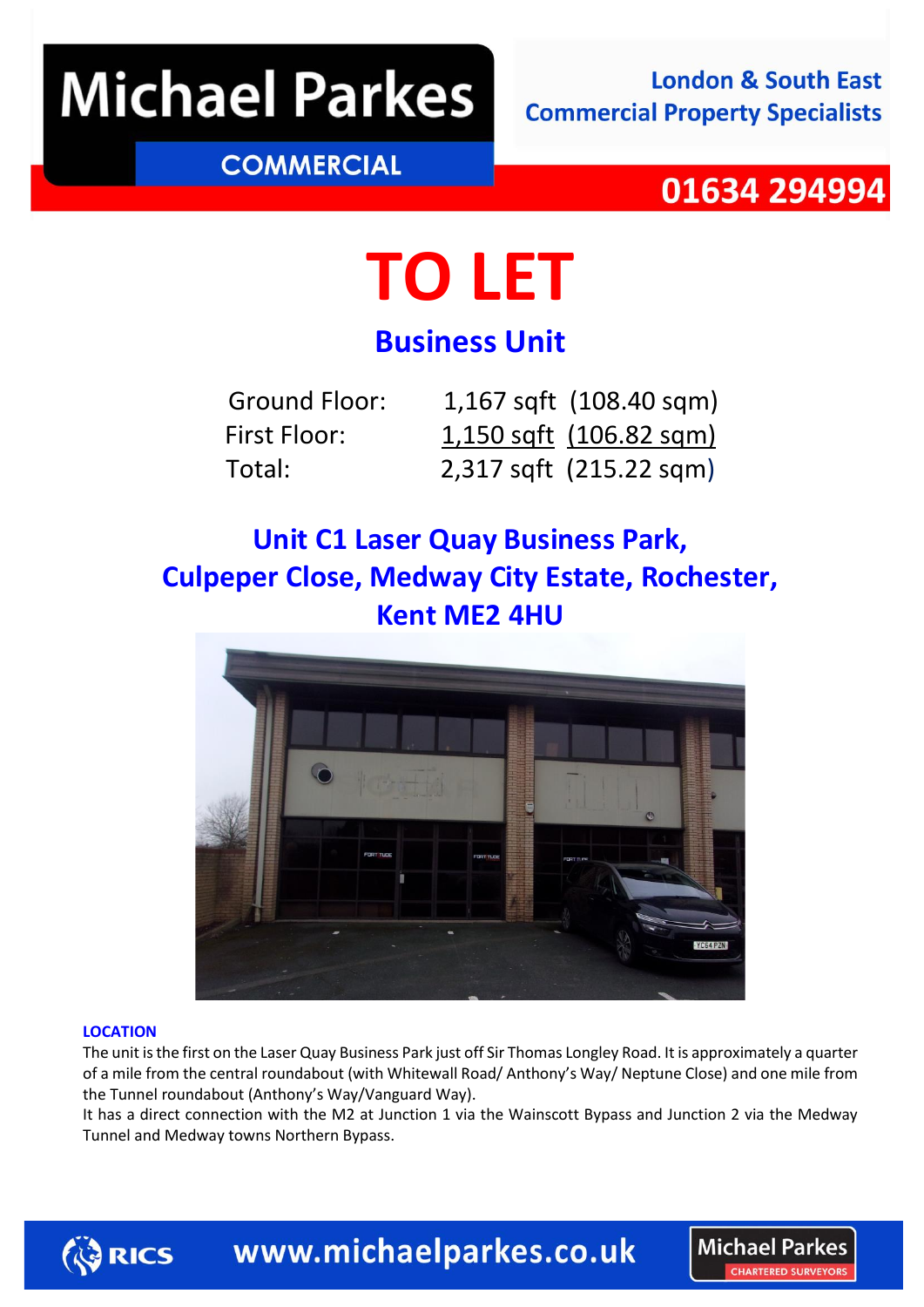Michael Parkes
COMMERCIAL

London & South East
Commercial Property Specialists

01634 294994

# TO LET

## Business Unit

| | | |
|---|---|---|
| Ground Floor: | 1,167 sqft | (108.40 sqm) |
| First Floor: | 1,150 sqft | (106.82 sqm) |
| Total: | 2,317 sqft | (215.22 sqm) |

## Unit C1 Laser Quay Business Park, Culpeper Close, Medway City Estate, Rochester, Kent ME2 4HU

### LOCATION

The unit is the first on the Laser Quay Business Park just off Sir Thomas Longley Road. It is approximately a quarter of a mile from the central roundabout (with Whitewall Road/ Anthony's Way/ Neptune Close) and one mile from the Tunnel roundabout (Anthony's Way/Vanguard Way).

It has a direct connection with the M2 at Junction 1 via the Wainscott Bypass and Junction 2 via the Medway Tunnel and Medway towns Northern Bypass.

RICS

www.michaelparkes.co.uk

Michael Parkes
CHARTERED SURVEYORS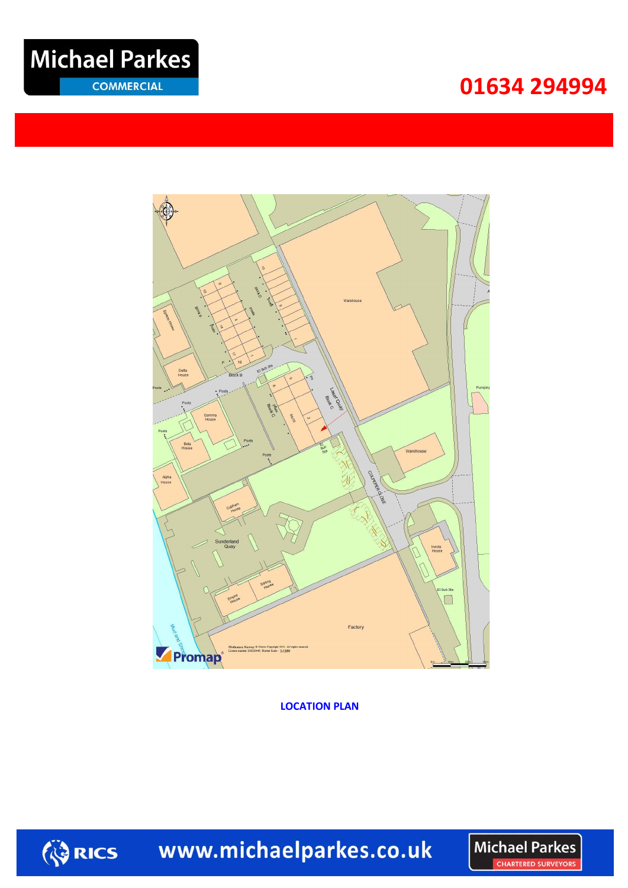Michael Parkes COMMERCIAL

01634 294994

**LOCATION PLAN**

www.michaelparkes.co.uk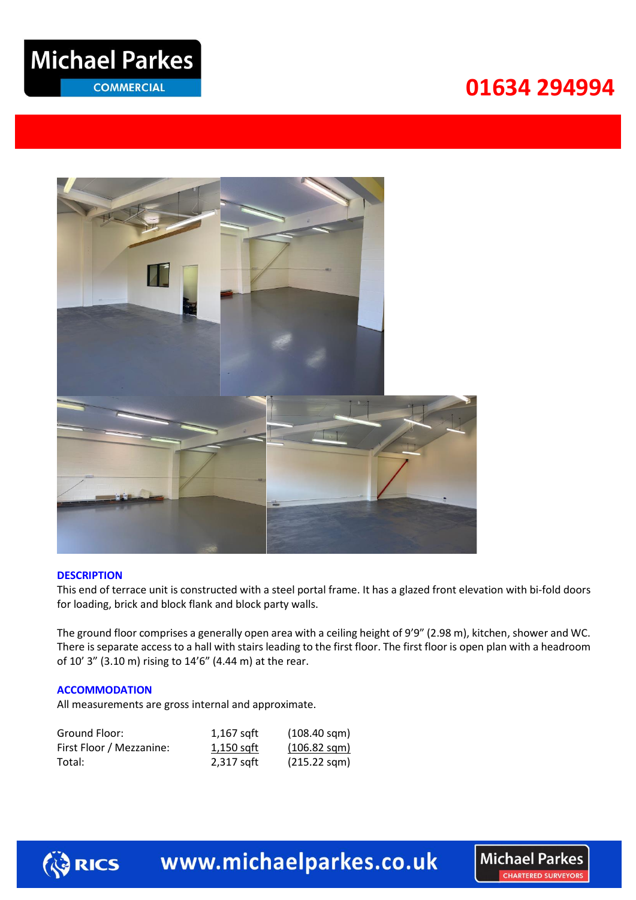## DESCRIPTION

This end of terrace unit is constructed with a steel portal frame. It has a glazed front elevation with bi-fold doors for loading, brick and block flank and block party walls.

The ground floor comprises a generally open area with a ceiling height of 9'9" (2.98 m), kitchen, shower and WC. There is separate access to a hall with stairs leading to the first floor. The first floor is open plan with a headroom of 10' 3" (3.10 m) rising to 14'6" (4.44 m) at the rear.

## ACCOMMODATION

All measurements are gross internal and approximate.

| | | |
|---|---|---|
| Ground Floor: | 1,167 sqft | (108.40 sqm) |
| First Floor / Mezzanine: | 1,150 sqft | (106.82 sqm) |
| Total: | 2,317 sqft | (215.22 sqm) |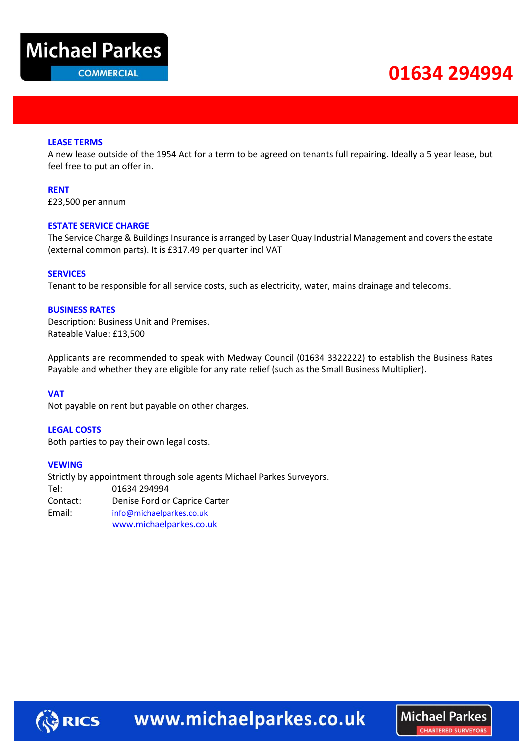### LEASE TERMS
A new lease outside of the 1954 Act for a term to be agreed on tenants full repairing. Ideally a 5 year lease, but feel free to put an offer in.

### RENT
£23,500 per annum

### ESTATE SERVICE CHARGE
The Service Charge & Buildings Insurance is arranged by Laser Quay Industrial Management and covers the estate (external common parts). It is £317.49 per quarter incl VAT

### SERVICES
Tenant to be responsible for all service costs, such as electricity, water, mains drainage and telecoms.

### BUSINESS RATES
Description: Business Unit and Premises.
Rateable Value: £13,500

Applicants are recommended to speak with Medway Council (01634 3322222) to establish the Business Rates Payable and whether they are eligible for any rate relief (such as the Small Business Multiplier).

### VAT
Not payable on rent but payable on other charges.

### LEGAL COSTS
Both parties to pay their own legal costs.

### VEWING
Strictly by appointment through sole agents Michael Parkes Surveyors.

Tel: 01634 294994
Contact: Denise Ford or Caprice Carter
Email: info@michaelparkes.co.uk
www.michaelparkes.co.uk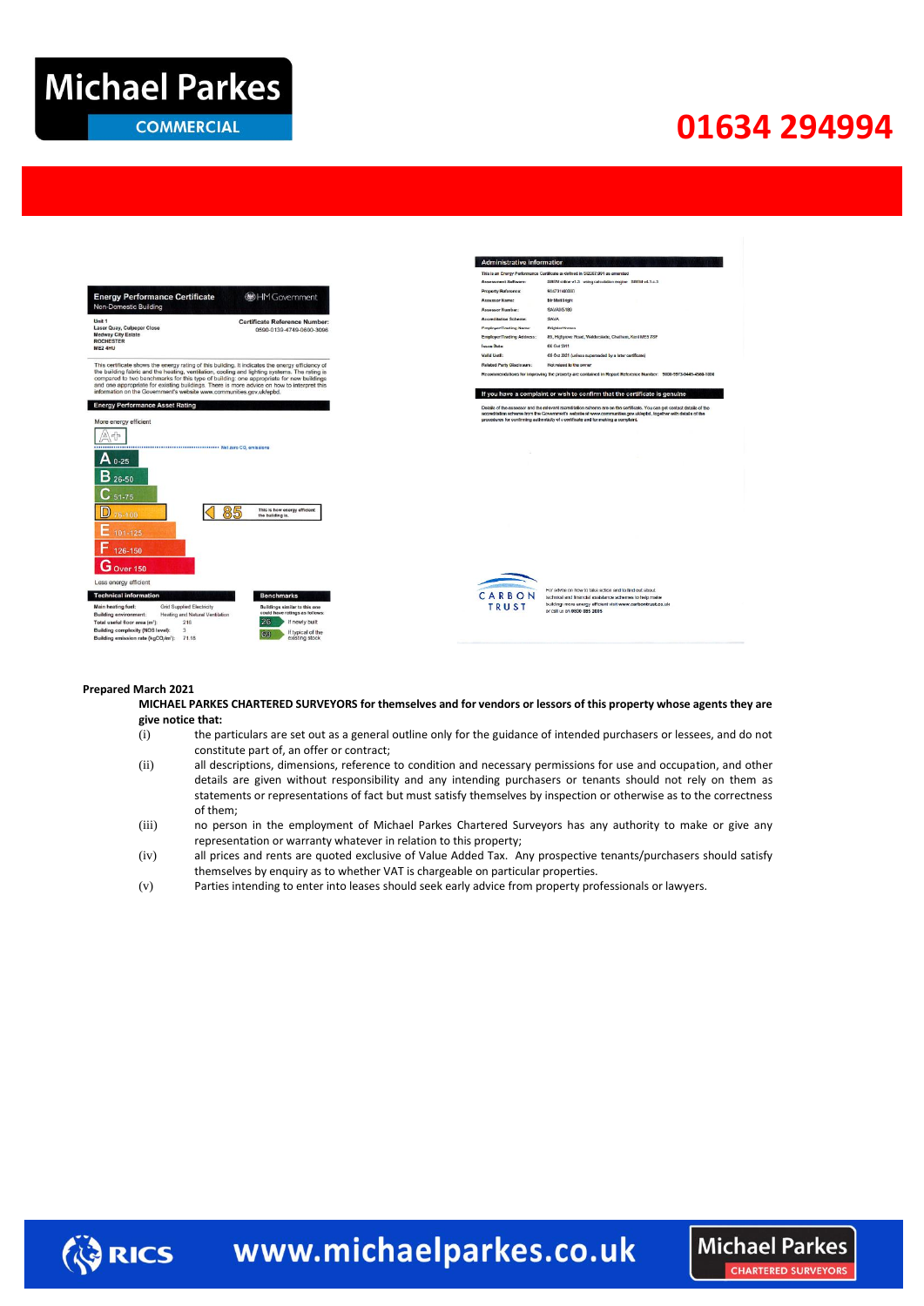Michael Parkes COMMERCIAL

01634 294994

## Energy Performance Certificate

Non-Domestic Building

HM Government

Unit 1
Laser Quay, Culpeper Close
Medway City Estate
ROCHESTER
ME2 4HU

Certificate Reference Number:
0590-0139-4749-0600-3096

This certificate shows the energy rating of this building. It indicates the energy efficiency of the building fabric and the heating, ventilation, cooling and lighting systems. The rating is compared to two benchmarks for this type of building: one appropriate for new buildings and one appropriate for existing buildings. There is more advice on how to interpret this information on the Government's website www.communities.gov.uk/epbd.

### Energy Performance Asset Rating

More energy efficient

A+

Net zero $CO_2$ emissions

- A 0-25
- B 26-50
- C 51-75
- D 76-100
- E 101-125
- F 126-150
- G Over 150

85 — This is how energy efficient the building is.

Less energy efficient

### Technical information

| | |
|---|---|
| Main heating fuel: | Grid Supplied Electricity |
| Building environment: | Heating and Natural Ventilation |
| Total useful floor area ($m^2$): | 216 |
| Building complexity (NOS level): | 3 |
| Building emission rate ($kgCO_2/m^2$): | 71.18 |

### Benchmarks

Buildings similar to this one could have ratings as follows:

- 26 — If newly built
- 69 — If typical of the existing stock

### Administrative information

This is an Energy Performance Certificate as defined in SI2007:991 as amended

| | |
|---|---|
| Assessment Software: | SBEM online v1.3 using calculation engine SBEM v4.1.e.3 |
| Property Reference: | 654731480000 |
| Assessor Name: | Mr Matt Bright |
| Assessor Number: | SAVA005180 |
| Accreditation Scheme: | SAVA |
| Employer/Trading Name: | BrightonHomes |
| Employer/Trading Address: | 85, Highgate Road, Walderslade, Chatham, Kent ME5 7SP |
| Issue Date: | 06 Oct 2011 |
| Valid Until: | 05 Oct 2021 (unless superseded by a later certificate) |
| Related Party Disclosure: | Not related to the owner |

Recommendations for improving the property are contained in Report Reference Number: 9800-5973-0449-4560-1006

### If you have a complaint or wish to confirm that the certificate is genuine

Details of the assessor and the relevant accreditation scheme are on the certificate. You can get contact details of the accreditation scheme from the Government's website at www.communities.gov.uk/epbd, together with details of the procedures for confirming authenticity of a certificate and for making a complaint.

CARBON TRUST

For advice on how to take action and to find out about technical and financial assistance schemes to help make buildings more energy efficient visit www.carbontrust.co.uk or call us on 0800 085 2005

**Prepared March 2021**

**MICHAEL PARKES CHARTERED SURVEYORS for themselves and for vendors or lessors of this property whose agents they are give notice that:**

(i) the particulars are set out as a general outline only for the guidance of intended purchasers or lessees, and do not constitute part of, an offer or contract;

(ii) all descriptions, dimensions, reference to condition and necessary permissions for use and occupation, and other details are given without responsibility and any intending purchasers or tenants should not rely on them as statements or representations of fact but must satisfy themselves by inspection or otherwise as to the correctness of them;

(iii) no person in the employment of Michael Parkes Chartered Surveyors has any authority to make or give any representation or warranty whatever in relation to this property;

(iv) all prices and rents are quoted exclusive of Value Added Tax. Any prospective tenants/purchasers should satisfy themselves by enquiry as to whether VAT is chargeable on particular properties.

(v) Parties intending to enter into leases should seek early advice from property professionals or lawyers.

RICS www.michaelparkes.co.uk Michael Parkes CHARTERED SURVEYORS